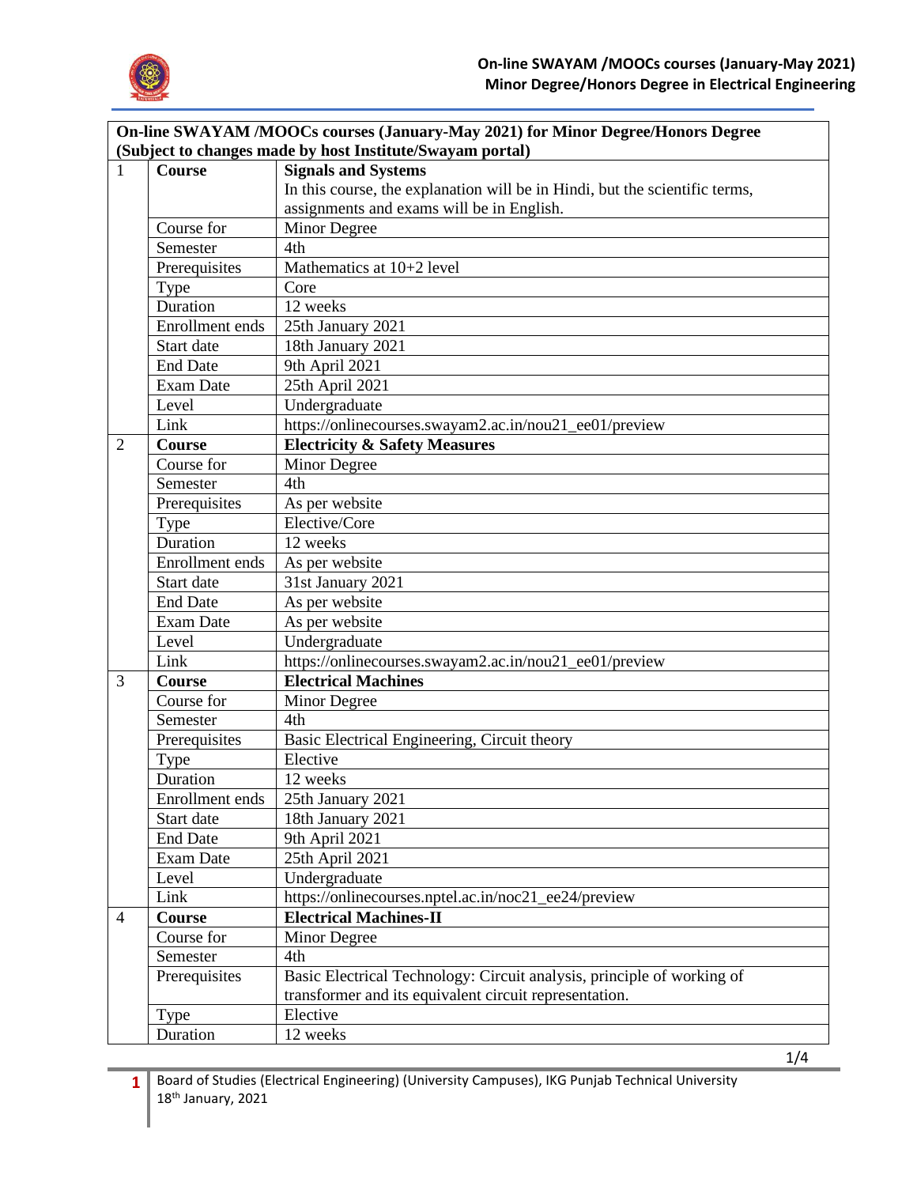## On-line SWAYAM /MOOCs courses (January-May 2021)
## Minor Degree/Honors Degree in Electrical Engineering

| On-line SWAYAM /MOOCs courses (January-May 2021) for Minor Degree/Honors Degree (Subject to changes made by host Institute/Swayam portal) | | |
|---|---|---|
| 1 | **Course** | **Signals and Systems**<br>In this course, the explanation will be in Hindi, but the scientific terms, assignments and exams will be in English. |
| | Course for | Minor Degree |
| | Semester | 4th |
| | Prerequisites | Mathematics at 10+2 level |
| | Type | Core |
| | Duration | 12 weeks |
| | Enrollment ends | 25th January 2021 |
| | Start date | 18th January 2021 |
| | End Date | 9th April 2021 |
| | Exam Date | 25th April 2021 |
| | Level | Undergraduate |
| | Link | https://onlinecourses.swayam2.ac.in/nou21_ee01/preview |
| 2 | **Course** | **Electricity & Safety Measures** |
| | Course for | Minor Degree |
| | Semester | 4th |
| | Prerequisites | As per website |
| | Type | Elective/Core |
| | Duration | 12 weeks |
| | Enrollment ends | As per website |
| | Start date | 31st January 2021 |
| | End Date | As per website |
| | Exam Date | As per website |
| | Level | Undergraduate |
| | Link | https://onlinecourses.swayam2.ac.in/nou21_ee01/preview |
| 3 | **Course** | **Electrical Machines** |
| | Course for | Minor Degree |
| | Semester | 4th |
| | Prerequisites | Basic Electrical Engineering, Circuit theory |
| | Type | Elective |
| | Duration | 12 weeks |
| | Enrollment ends | 25th January 2021 |
| | Start date | 18th January 2021 |
| | End Date | 9th April 2021 |
| | Exam Date | 25th April 2021 |
| | Level | Undergraduate |
| | Link | https://onlinecourses.nptel.ac.in/noc21_ee24/preview |
| 4 | **Course** | **Electrical Machines-II** |
| | Course for | Minor Degree |
| | Semester | 4th |
| | Prerequisites | Basic Electrical Technology: Circuit analysis, principle of working of transformer and its equivalent circuit representation. |
| | Type | Elective |
| | Duration | 12 weeks |

Board of Studies (Electrical Engineering) (University Campuses), IKG Punjab Technical University
18th January, 2021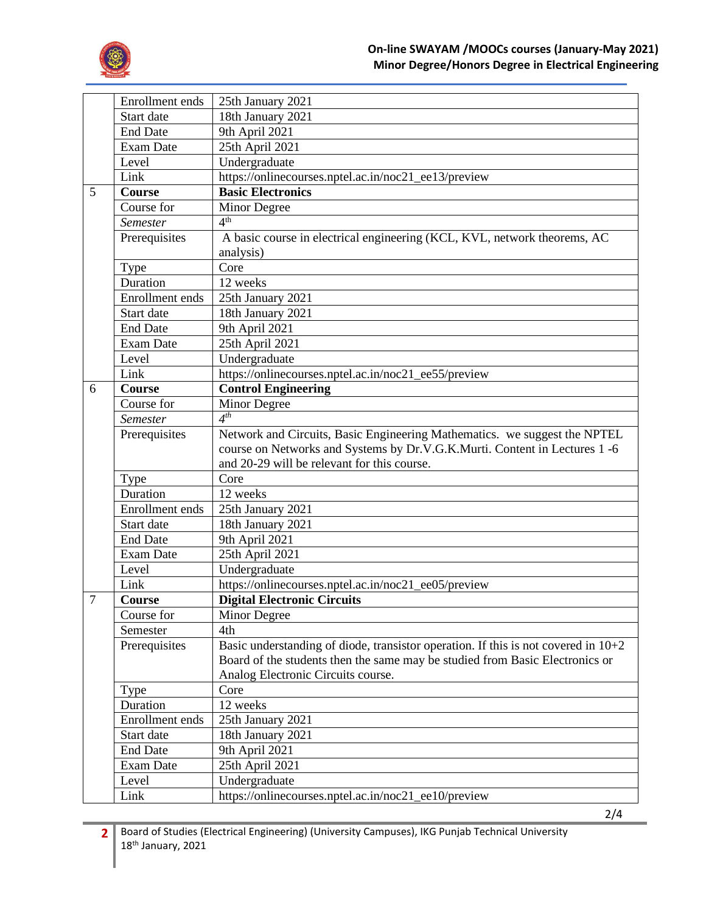| | | |
|---|---|---|
| | Enrollment ends | 25th January 2021 |
| | Start date | 18th January 2021 |
| | End Date | 9th April 2021 |
| | Exam Date | 25th April 2021 |
| | Level | Undergraduate |
| | Link | https://onlinecourses.nptel.ac.in/noc21_ee13/preview |
| 5 | **Course** | **Basic Electronics** |
| | Course for | Minor Degree |
| | *Semester* | 4th |
| | Prerequisites | A basic course in electrical engineering (KCL, KVL, network theorems, AC analysis) |
| | Type | Core |
| | Duration | 12 weeks |
| | Enrollment ends | 25th January 2021 |
| | Start date | 18th January 2021 |
| | End Date | 9th April 2021 |
| | Exam Date | 25th April 2021 |
| | Level | Undergraduate |
| | Link | https://onlinecourses.nptel.ac.in/noc21_ee55/preview |
| 6 | **Course** | **Control Engineering** |
| | Course for | Minor Degree |
| | *Semester* | *4th* |
| | Prerequisites | Network and Circuits, Basic Engineering Mathematics. we suggest the NPTEL course on Networks and Systems by Dr.V.G.K.Murti. Content in Lectures 1 -6 and 20-29 will be relevant for this course. |
| | Type | Core |
| | Duration | 12 weeks |
| | Enrollment ends | 25th January 2021 |
| | Start date | 18th January 2021 |
| | End Date | 9th April 2021 |
| | Exam Date | 25th April 2021 |
| | Level | Undergraduate |
| | Link | https://onlinecourses.nptel.ac.in/noc21_ee05/preview |
| 7 | **Course** | **Digital Electronic Circuits** |
| | Course for | Minor Degree |
| | Semester | 4th |
| | Prerequisites | Basic understanding of diode, transistor operation. If this is not covered in 10+2 Board of the students then the same may be studied from Basic Electronics or Analog Electronic Circuits course. |
| | Type | Core |
| | Duration | 12 weeks |
| | Enrollment ends | 25th January 2021 |
| | Start date | 18th January 2021 |
| | End Date | 9th April 2021 |
| | Exam Date | 25th April 2021 |
| | Level | Undergraduate |
| | Link | https://onlinecourses.nptel.ac.in/noc21_ee10/preview |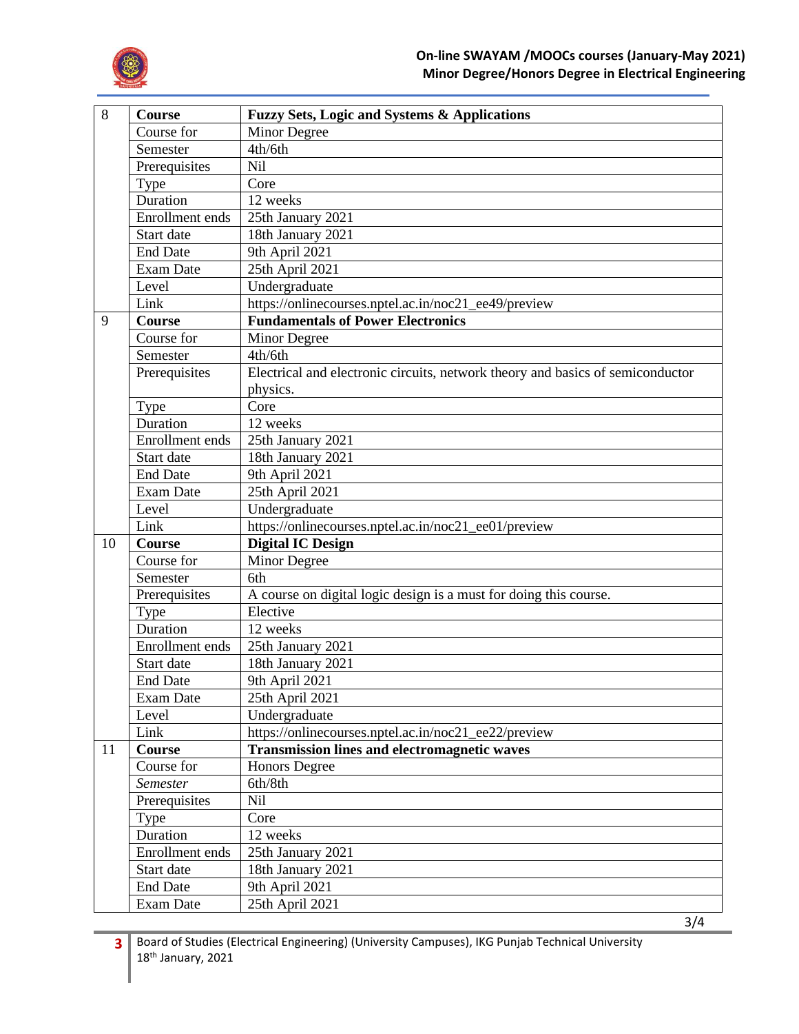| | | |
|---|---|---|
| 8 | **Course** | **Fuzzy Sets, Logic and Systems & Applications** |
| | Course for | Minor Degree |
| | Semester | 4th/6th |
| | Prerequisites | Nil |
| | Type | Core |
| | Duration | 12 weeks |
| | Enrollment ends | 25th January 2021 |
| | Start date | 18th January 2021 |
| | End Date | 9th April 2021 |
| | Exam Date | 25th April 2021 |
| | Level | Undergraduate |
| | Link | https://onlinecourses.nptel.ac.in/noc21_ee49/preview |
| 9 | **Course** | **Fundamentals of Power Electronics** |
| | Course for | Minor Degree |
| | Semester | 4th/6th |
| | Prerequisites | Electrical and electronic circuits, network theory and basics of semiconductor physics. |
| | Type | Core |
| | Duration | 12 weeks |
| | Enrollment ends | 25th January 2021 |
| | Start date | 18th January 2021 |
| | End Date | 9th April 2021 |
| | Exam Date | 25th April 2021 |
| | Level | Undergraduate |
| | Link | https://onlinecourses.nptel.ac.in/noc21_ee01/preview |
| 10 | **Course** | **Digital IC Design** |
| | Course for | Minor Degree |
| | Semester | 6th |
| | Prerequisites | A course on digital logic design is a must for doing this course. |
| | Type | Elective |
| | Duration | 12 weeks |
| | Enrollment ends | 25th January 2021 |
| | Start date | 18th January 2021 |
| | End Date | 9th April 2021 |
| | Exam Date | 25th April 2021 |
| | Level | Undergraduate |
| | Link | https://onlinecourses.nptel.ac.in/noc21_ee22/preview |
| 11 | **Course** | **Transmission lines and electromagnetic waves** |
| | Course for | Honors Degree |
| | *Semester* | 6th/8th |
| | Prerequisites | Nil |
| | Type | Core |
| | Duration | 12 weeks |
| | Enrollment ends | 25th January 2021 |
| | Start date | 18th January 2021 |
| | End Date | 9th April 2021 |
| | Exam Date | 25th April 2021 |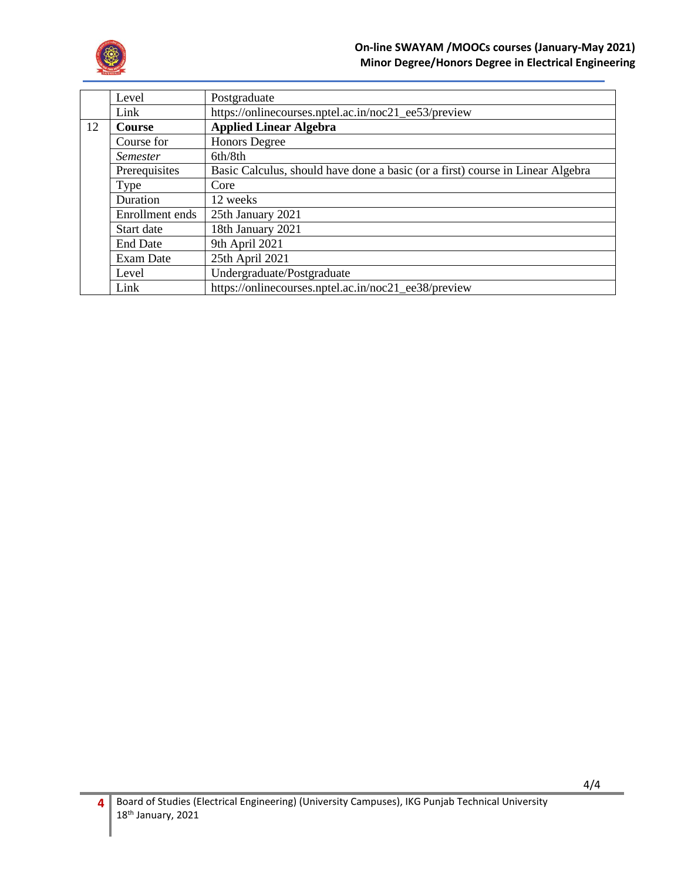| | | |
|---|---|---|
| | Level | Postgraduate |
| | Link | https://onlinecourses.nptel.ac.in/noc21_ee53/preview |
| 12 | **Course** | **Applied Linear Algebra** |
| | Course for | Honors Degree |
| | *Semester* | 6th/8th |
| | Prerequisites | Basic Calculus, should have done a basic (or a first) course in Linear Algebra |
| | Type | Core |
| | Duration | 12 weeks |
| | Enrollment ends | 25th January 2021 |
| | Start date | 18th January 2021 |
| | End Date | 9th April 2021 |
| | Exam Date | 25th April 2021 |
| | Level | Undergraduate/Postgraduate |
| | Link | https://onlinecourses.nptel.ac.in/noc21_ee38/preview |